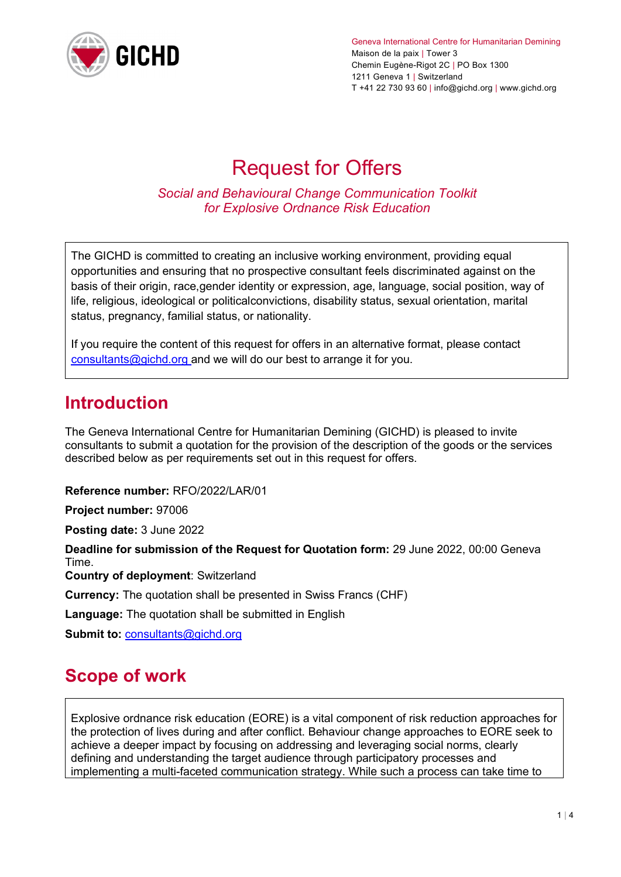GICHD

Geneva International Centre for Humanitarian Demining
Maison de la paix | Tower 3
Chemin Eugène-Rigot 2C | PO Box 1300
1211 Geneva 1 | Switzerland
T +41 22 730 93 60 | info@gichd.org | www.gichd.org

# Request for Offers

*Social and Behavioural Change Communication Toolkit for Explosive Ordnance Risk Education*

The GICHD is committed to creating an inclusive working environment, providing equal opportunities and ensuring that no prospective consultant feels discriminated against on the basis of their origin, race,gender identity or expression, age, language, social position, way of life, religious, ideological or politicalconvictions, disability status, sexual orientation, marital status, pregnancy, familial status, or nationality.

If you require the content of this request for offers in an alternative format, please contact consultants@gichd.org and we will do our best to arrange it for you.

## Introduction

The Geneva International Centre for Humanitarian Demining (GICHD) is pleased to invite consultants to submit a quotation for the provision of the description of the goods or the services described below as per requirements set out in this request for offers.

**Reference number:** RFO/2022/LAR/01

**Project number:** 97006

**Posting date:** 3 June 2022

**Deadline for submission of the Request for Quotation form:** 29 June 2022, 00:00 Geneva Time.

**Country of deployment**: Switzerland

**Currency:** The quotation shall be presented in Swiss Francs (CHF)

**Language:** The quotation shall be submitted in English

**Submit to:** consultants@gichd.org

## Scope of work

Explosive ordnance risk education (EORE) is a vital component of risk reduction approaches for the protection of lives during and after conflict. Behaviour change approaches to EORE seek to achieve a deeper impact by focusing on addressing and leveraging social norms, clearly defining and understanding the target audience through participatory processes and implementing a multi-faceted communication strategy. While such a process can take time to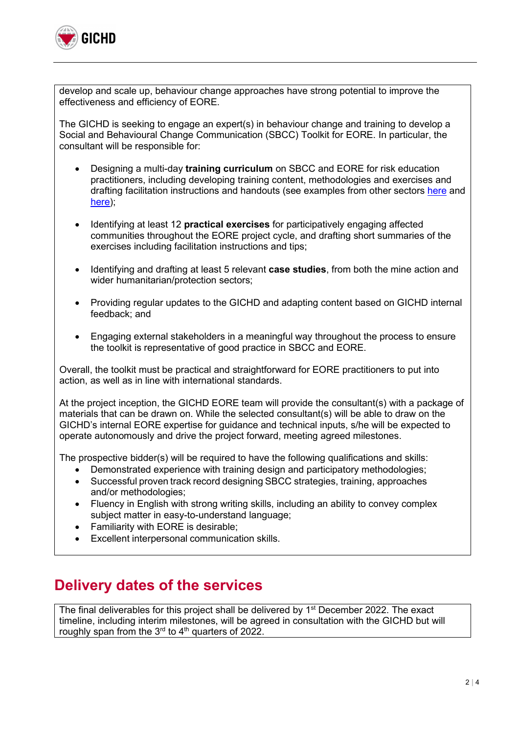develop and scale up, behaviour change approaches have strong potential to improve the effectiveness and efficiency of EORE.

The GICHD is seeking to engage an expert(s) in behaviour change and training to develop a Social and Behavioural Change Communication (SBCC) Toolkit for EORE. In particular, the consultant will be responsible for:

- Designing a multi-day **training curriculum** on SBCC and EORE for risk education practitioners, including developing training content, methodologies and exercises and drafting facilitation instructions and handouts (see examples from other sectors here and here);

- Identifying at least 12 **practical exercises** for participatively engaging affected communities throughout the EORE project cycle, and drafting short summaries of the exercises including facilitation instructions and tips;

- Identifying and drafting at least 5 relevant **case studies**, from both the mine action and wider humanitarian/protection sectors;

- Providing regular updates to the GICHD and adapting content based on GICHD internal feedback; and

- Engaging external stakeholders in a meaningful way throughout the process to ensure the toolkit is representative of good practice in SBCC and EORE.

Overall, the toolkit must be practical and straightforward for EORE practitioners to put into action, as well as in line with international standards.

At the project inception, the GICHD EORE team will provide the consultant(s) with a package of materials that can be drawn on. While the selected consultant(s) will be able to draw on the GICHD's internal EORE expertise for guidance and technical inputs, s/he will be expected to operate autonomously and drive the project forward, meeting agreed milestones.

The prospective bidder(s) will be required to have the following qualifications and skills:

- Demonstrated experience with training design and participatory methodologies;
- Successful proven track record designing SBCC strategies, training, approaches and/or methodologies;
- Fluency in English with strong writing skills, including an ability to convey complex subject matter in easy-to-understand language;
- Familiarity with EORE is desirable;
- Excellent interpersonal communication skills.

## Delivery dates of the services

The final deliverables for this project shall be delivered by 1st December 2022. The exact timeline, including interim milestones, will be agreed in consultation with the GICHD but will roughly span from the 3rd to 4th quarters of 2022.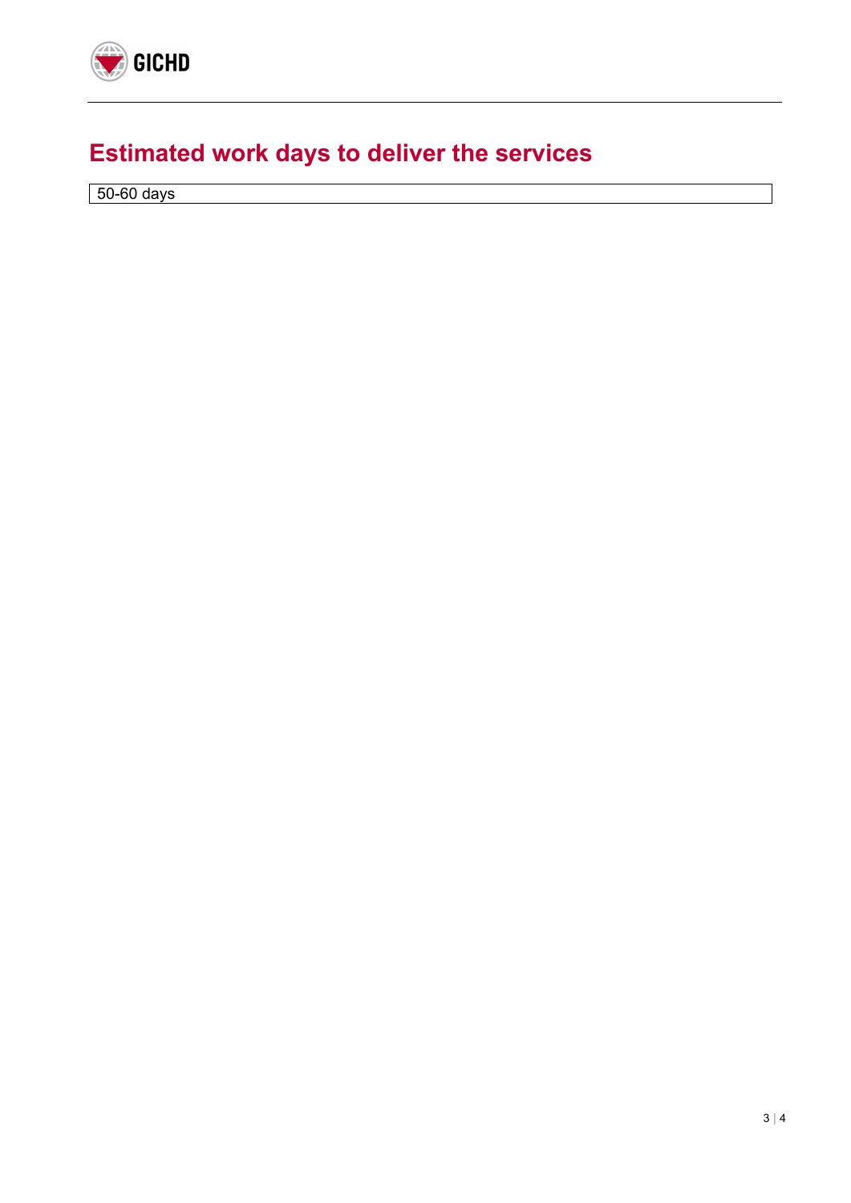## Estimated work days to deliver the services

| 50-60 days |
| --- |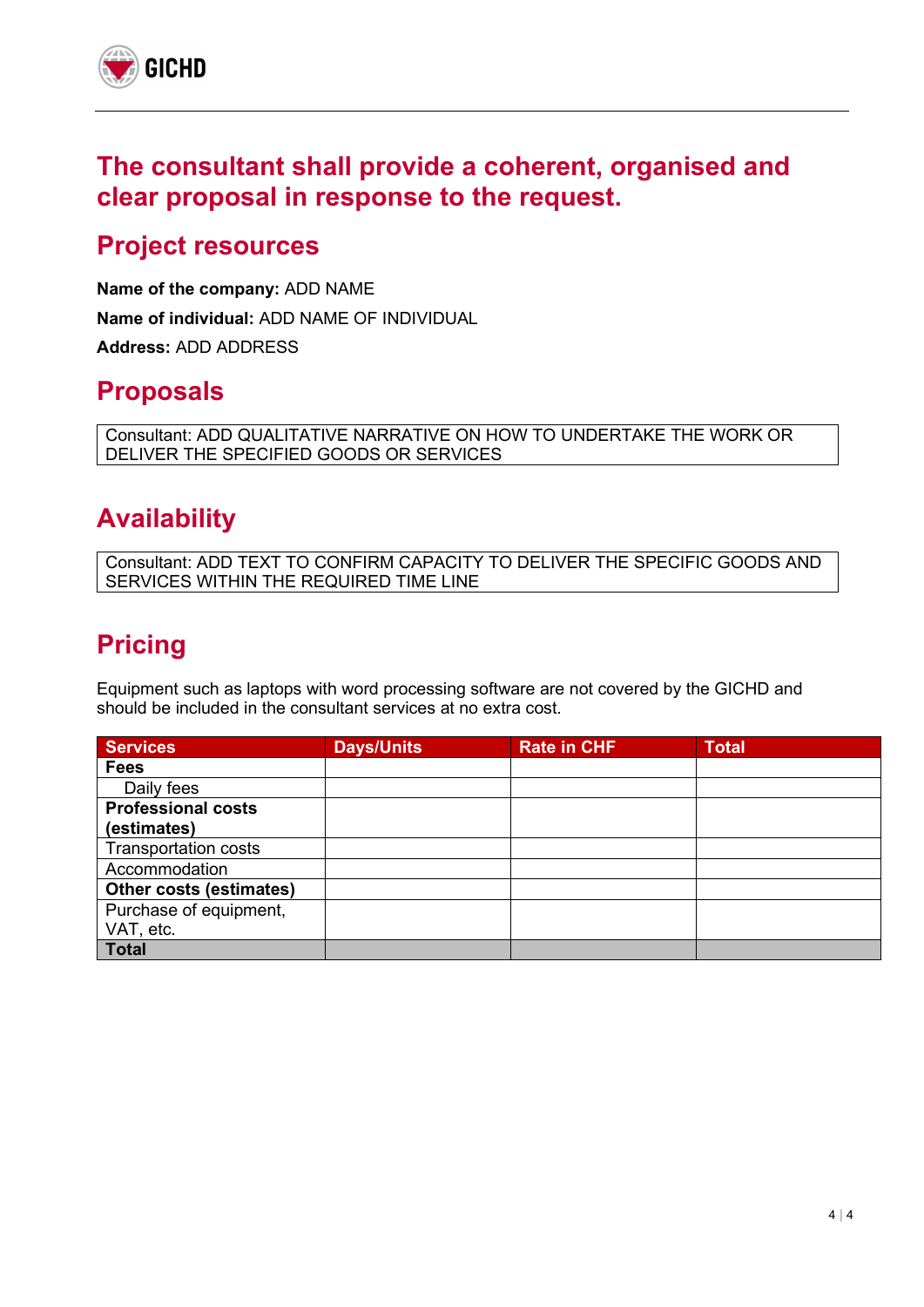# The consultant shall provide a coherent, organised and clear proposal in response to the request.

## Project resources

**Name of the company:** ADD NAME

**Name of individual:** ADD NAME OF INDIVIDUAL

**Address:** ADD ADDRESS

## Proposals

| |
|---|
| Consultant: ADD QUALITATIVE NARRATIVE ON HOW TO UNDERTAKE THE WORK OR DELIVER THE SPECIFIED GOODS OR SERVICES |

## Availability

| |
|---|
| Consultant: ADD TEXT TO CONFIRM CAPACITY TO DELIVER THE SPECIFIC GOODS AND SERVICES WITHIN THE REQUIRED TIME LINE |

## Pricing

Equipment such as laptops with word processing software are not covered by the GICHD and should be included in the consultant services at no extra cost.

| Services | Days/Units | Rate in CHF | Total |
|---|---|---|---|
| **Fees** | | | |
| Daily fees | | | |
| **Professional costs (estimates)** | | | |
| Transportation costs | | | |
| Accommodation | | | |
| **Other costs (estimates)** | | | |
| Purchase of equipment, VAT, etc. | | | |
| **Total** | | | |